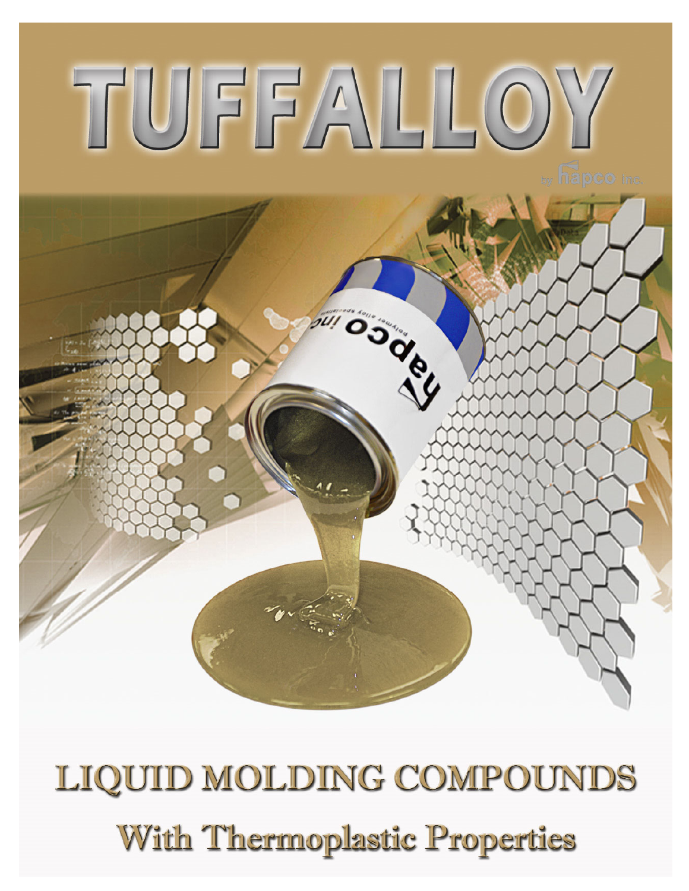# TUFFALLOY

by hapco inc.

## LIQUID MOLDING COMPOUNDS

### With Thermoplastic Properties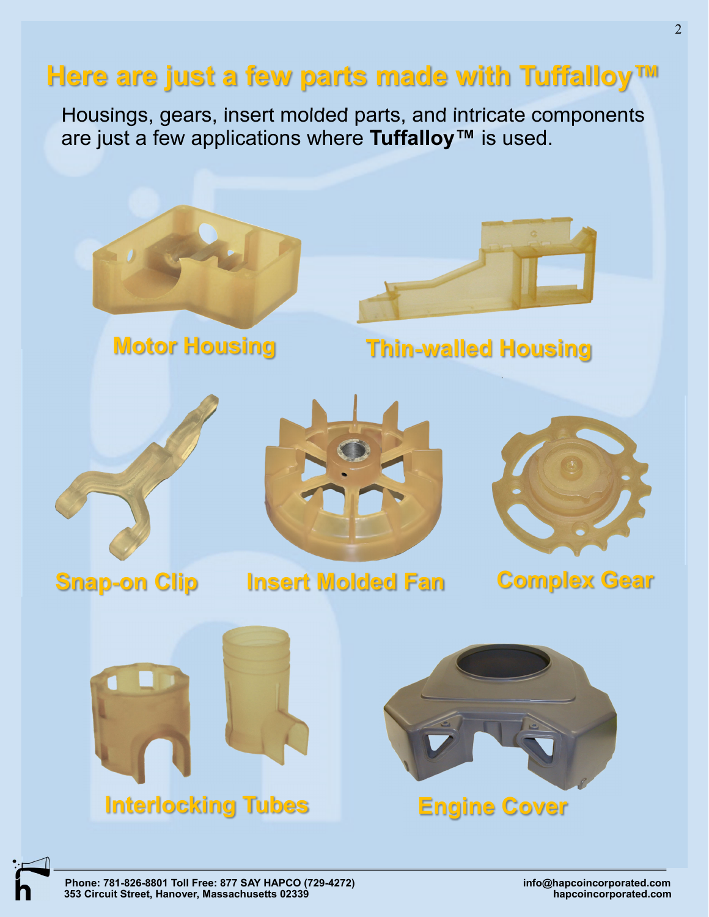# Here are just a few parts made with Tuffalloy™

Housings, gears, insert molded parts, and intricate components are just a few applications where **Tuffalloy™** is used.

Motor Housing

Thin-walled Housing

Snap-on Clip

Insert Molded Fan

Complex Gear

Interlocking Tubes

Engine Cover

**Phone: 781-826-8801 Toll Free: 877 SAY HAPCO (729-4272)**
**353 Circuit Street, Hanover, Massachusetts 02339**

**info@hapcoincorporated.com**
**hapcoincorporated.com**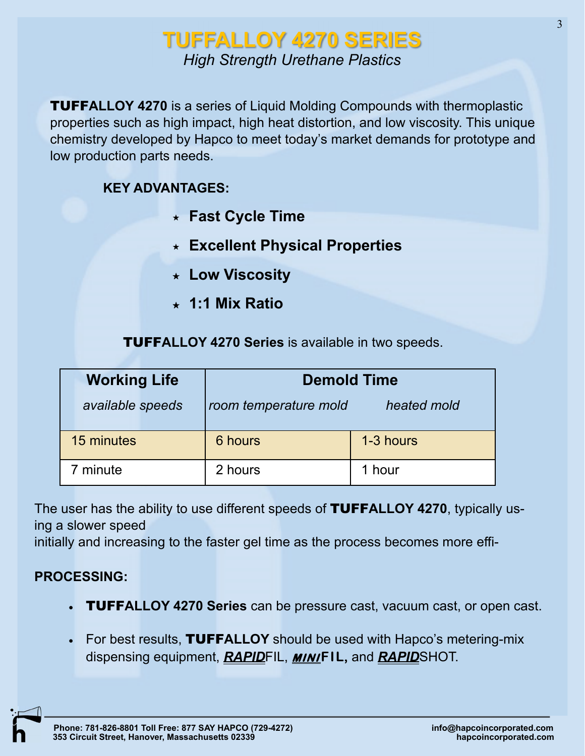# TUFFALLOY 4270 SERIES

*High Strength Urethane Plastics*

**TUFFALLOY 4270** is a series of Liquid Molding Compounds with thermoplastic properties such as high impact, high heat distortion, and low viscosity. This unique chemistry developed by Hapco to meet today's market demands for prototype and low production parts needs.

**KEY ADVANTAGES:**

- **Fast Cycle Time**
- **Excellent Physical Properties**
- **Low Viscosity**
- **1:1 Mix Ratio**

**TUFFALLOY 4270 Series** is available in two speeds.

| Working Life | Demold Time | |
|---|---|---|
| *available speeds* | *room temperature mold* | *heated mold* |
| 15 minutes | 6 hours | 1-3 hours |
| 7 minute | 2 hours | 1 hour |

The user has the ability to use different speeds of **TUFFALLOY 4270**, typically using a slower speed
initially and increasing to the faster gel time as the process becomes more effi-

**PROCESSING:**

- **TUFFALLOY 4270 Series** can be pressure cast, vacuum cast, or open cast.
- For best results, **TUFFALLOY** should be used with Hapco's metering-mix dispensing equipment, ***RAPID***FIL, ***MINI*****FIL,** and ***RAPID***SHOT.

**Phone: 781-826-8801 Toll Free: 877 SAY HAPCO (729-4272)**
**353 Circuit Street, Hanover, Massachusetts 02339**

**info@hapcoincorporated.com**
**hapcoincorporated.com**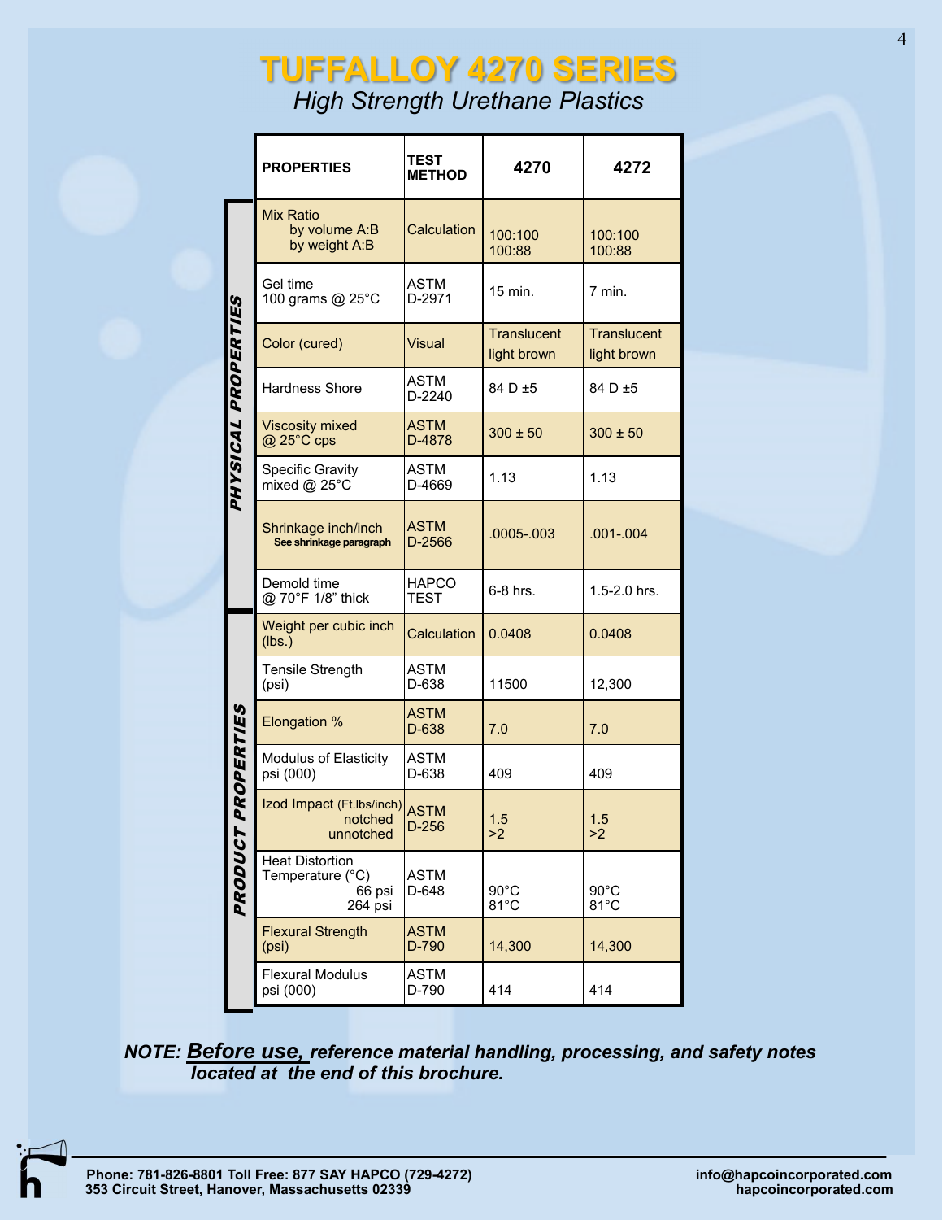# TUFFALLOY 4270 SERIES

*High Strength Urethane Plastics*

| | PROPERTIES | TEST METHOD | 4270 | 4272 |
|---|---|---|---|---|
| PHYSICAL PROPERTIES | Mix Ratio<br>by volume A:B<br>by weight A:B | Calculation | 100:100<br>100:88 | 100:100<br>100:88 |
| | Gel time<br>100 grams @ 25°C | ASTM D-2971 | 15 min. | 7 min. |
| | Color (cured) | Visual | Translucent light brown | Translucent light brown |
| | Hardness Shore | ASTM D-2240 | 84 D ±5 | 84 D ±5 |
| | Viscosity mixed @ 25°C cps | ASTM D-4878 | 300 ± 50 | 300 ± 50 |
| | Specific Gravity mixed @ 25°C | ASTM D-4669 | 1.13 | 1.13 |
| | Shrinkage inch/inch<br>See shrinkage paragraph | ASTM D-2566 | .0005-.003 | .001-.004 |
| | Demold time @ 70°F 1/8" thick | HAPCO TEST | 6-8 hrs. | 1.5-2.0 hrs. |
| PRODUCT PROPERTIES | Weight per cubic inch (lbs.) | Calculation | 0.0408 | 0.0408 |
| | Tensile Strength (psi) | ASTM D-638 | 11500 | 12,300 |
| | Elongation % | ASTM D-638 | 7.0 | 7.0 |
| | Modulus of Elasticity psi (000) | ASTM D-638 | 409 | 409 |
| | Izod Impact (Ft.lbs/inch)<br>notched<br>unnotched | ASTM D-256 | 1.5<br>>2 | 1.5<br>>2 |
| | Heat Distortion Temperature (°C)<br>66 psi<br>264 psi | ASTM D-648 | 90°C<br>81°C | 90°C<br>81°C |
| | Flexural Strength (psi) | ASTM D-790 | 14,300 | 14,300 |
| | Flexural Modulus psi (000) | ASTM D-790 | 414 | 414 |

***NOTE: Before use, reference material handling, processing, and safety notes located at the end of this brochure.***

**Phone: 781-826-8801 Toll Free: 877 SAY HAPCO (729-4272)**
**353 Circuit Street, Hanover, Massachusetts 02339**

**info@hapcoincorporated.com**
**hapcoincorporated.com**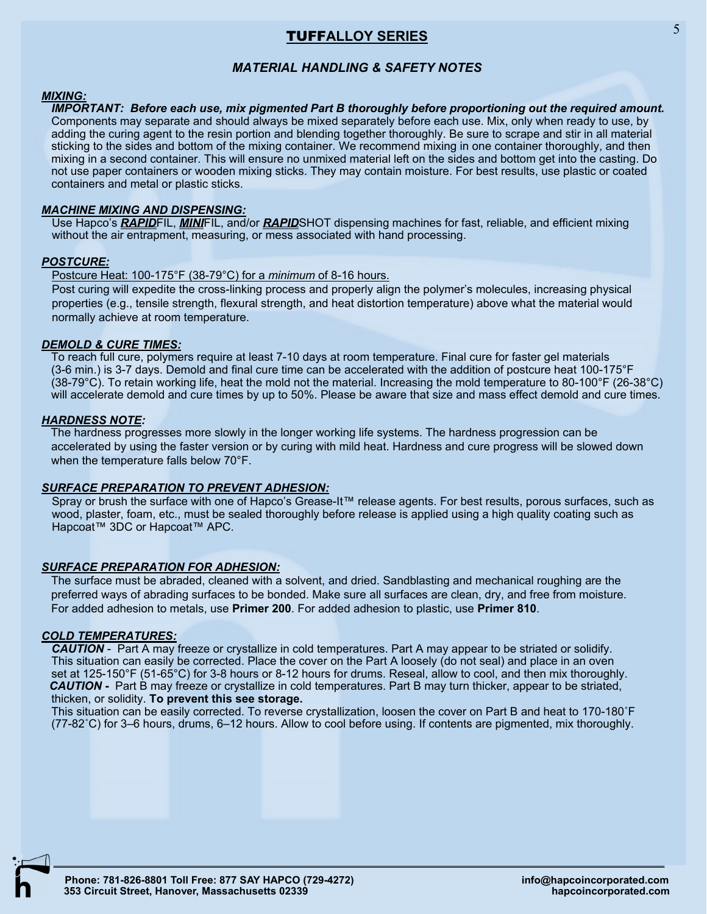## TUFFALLOY SERIES

### *MATERIAL HANDLING & SAFETY NOTES*

***MIXING:***

***IMPORTANT: Before each use, mix pigmented Part B thoroughly before proportioning out the required amount.*** Components may separate and should always be mixed separately before each use. Mix, only when ready to use, by adding the curing agent to the resin portion and blending together thoroughly. Be sure to scrape and stir in all material sticking to the sides and bottom of the mixing container. We recommend mixing in one container thoroughly, and then mixing in a second container. This will ensure no unmixed material left on the sides and bottom get into the casting. Do not use paper containers or wooden mixing sticks. They may contain moisture. For best results, use plastic or coated containers and metal or plastic sticks.

***MACHINE MIXING AND DISPENSING:***

Use Hapco's ***RAPID***FIL, ***MINI***FIL, and/or ***RAPID***SHOT dispensing machines for fast, reliable, and efficient mixing without the air entrapment, measuring, or mess associated with hand processing.

***POSTCURE:***

Postcure Heat: 100-175°F (38-79°C) for a *minimum* of 8-16 hours.

Post curing will expedite the cross-linking process and properly align the polymer's molecules, increasing physical properties (e.g., tensile strength, flexural strength, and heat distortion temperature) above what the material would normally achieve at room temperature.

***DEMOLD & CURE TIMES:***

To reach full cure, polymers require at least 7-10 days at room temperature. Final cure for faster gel materials (3-6 min.) is 3-7 days. Demold and final cure time can be accelerated with the addition of postcure heat 100-175°F (38-79°C). To retain working life, heat the mold not the material. Increasing the mold temperature to 80-100°F (26-38°C) will accelerate demold and cure times by up to 50%. Please be aware that size and mass effect demold and cure times.

***HARDNESS NOTE:***

The hardness progresses more slowly in the longer working life systems. The hardness progression can be accelerated by using the faster version or by curing with mild heat. Hardness and cure progress will be slowed down when the temperature falls below 70°F.

***SURFACE PREPARATION TO PREVENT ADHESION:***

Spray or brush the surface with one of Hapco's Grease-It™ release agents. For best results, porous surfaces, such as wood, plaster, foam, etc., must be sealed thoroughly before release is applied using a high quality coating such as Hapcoat™ 3DC or Hapcoat™ APC.

***SURFACE PREPARATION FOR ADHESION:***

The surface must be abraded, cleaned with a solvent, and dried. Sandblasting and mechanical roughing are the preferred ways of abrading surfaces to be bonded. Make sure all surfaces are clean, dry, and free from moisture. For added adhesion to metals, use **Primer 200**. For added adhesion to plastic, use **Primer 810**.

***COLD TEMPERATURES:***

***CAUTION*** - Part A may freeze or crystallize in cold temperatures. Part A may appear to be striated or solidify. This situation can easily be corrected. Place the cover on the Part A loosely (do not seal) and place in an oven set at 125-150°F (51-65°C) for 3-8 hours or 8-12 hours for drums. Reseal, allow to cool, and then mix thoroughly.

***CAUTION -*** Part B may freeze or crystallize in cold temperatures. Part B may turn thicker, appear to be striated, thicken, or solidity. **To prevent this see storage.**

This situation can be easily corrected. To reverse crystallization, loosen the cover on Part B and heat to 170-180˚F (77-82˚C) for 3–6 hours, drums, 6–12 hours. Allow to cool before using. If contents are pigmented, mix thoroughly.

**Phone: 781-826-8801 Toll Free: 877 SAY HAPCO (729-4272)**
**353 Circuit Street, Hanover, Massachusetts 02339**

**info@hapcoincorporated.com**
**hapcoincorporated.com**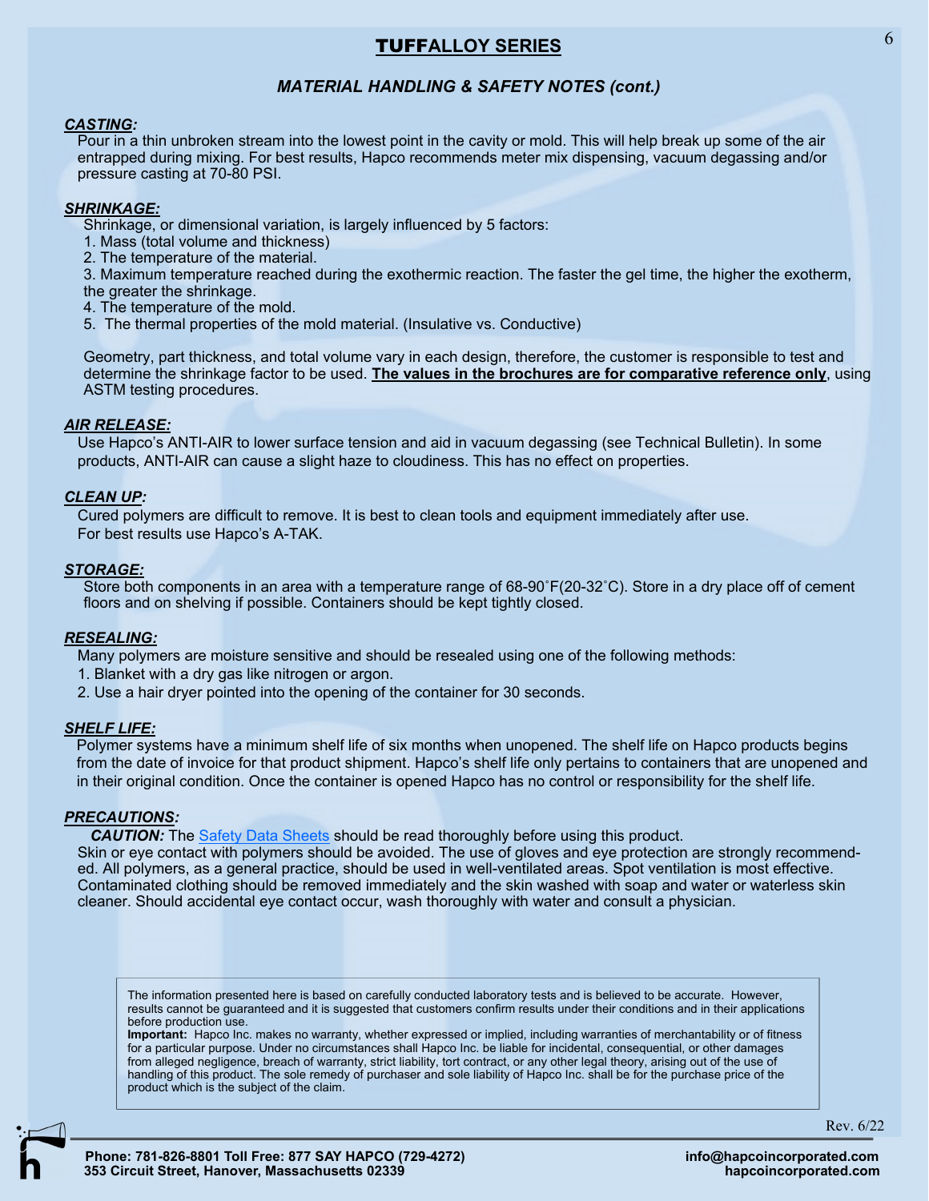## TUFFALLOY SERIES

### *MATERIAL HANDLING & SAFETY NOTES (cont.)*

***CASTING:***

Pour in a thin unbroken stream into the lowest point in the cavity or mold. This will help break up some of the air entrapped during mixing. For best results, Hapco recommends meter mix dispensing, vacuum degassing and/or pressure casting at 70-80 PSI.

***SHRINKAGE:***

Shrinkage, or dimensional variation, is largely influenced by 5 factors:

1. Mass (total volume and thickness)
2. The temperature of the material.
3. Maximum temperature reached during the exothermic reaction. The faster the gel time, the higher the exotherm, the greater the shrinkage.
4. The temperature of the mold.
5. The thermal properties of the mold material. (Insulative vs. Conductive)

Geometry, part thickness, and total volume vary in each design, therefore, the customer is responsible to test and determine the shrinkage factor to be used. **The values in the brochures are for comparative reference only**, using ASTM testing procedures.

***AIR RELEASE:***

Use Hapco's ANTI-AIR to lower surface tension and aid in vacuum degassing (see Technical Bulletin). In some products, ANTI-AIR can cause a slight haze to cloudiness. This has no effect on properties.

***CLEAN UP:***

Cured polymers are difficult to remove. It is best to clean tools and equipment immediately after use.
For best results use Hapco's A-TAK.

***STORAGE:***

Store both components in an area with a temperature range of 68-90˚F(20-32˚C). Store in a dry place off of cement floors and on shelving if possible. Containers should be kept tightly closed.

***RESEALING:***

Many polymers are moisture sensitive and should be resealed using one of the following methods:

1. Blanket with a dry gas like nitrogen or argon.
2. Use a hair dryer pointed into the opening of the container for 30 seconds.

***SHELF LIFE:***

Polymer systems have a minimum shelf life of six months when unopened. The shelf life on Hapco products begins from the date of invoice for that product shipment. Hapco's shelf life only pertains to containers that are unopened and in their original condition. Once the container is opened Hapco has no control or responsibility for the shelf life.

***PRECAUTIONS:***

***CAUTION:*** The Safety Data Sheets should be read thoroughly before using this product.
Skin or eye contact with polymers should be avoided. The use of gloves and eye protection are strongly recommended. All polymers, as a general practice, should be used in well-ventilated areas. Spot ventilation is most effective. Contaminated clothing should be removed immediately and the skin washed with soap and water or waterless skin cleaner. Should accidental eye contact occur, wash thoroughly with water and consult a physician.

The information presented here is based on carefully conducted laboratory tests and is believed to be accurate. However, results cannot be guaranteed and it is suggested that customers confirm results under their conditions and in their applications before production use.
**Important:** Hapco Inc. makes no warranty, whether expressed or implied, including warranties of merchantability or of fitness for a particular purpose. Under no circumstances shall Hapco Inc. be liable for incidental, consequential, or other damages from alleged negligence, breach of warranty, strict liability, tort contract, or any other legal theory, arising out of the use of handling of this product. The sole remedy of purchaser and sole liability of Hapco Inc. shall be for the purchase price of the product which is the subject of the claim.

Rev. 6/22

**Phone: 781-826-8801 Toll Free: 877 SAY HAPCO (729-4272)**
**353 Circuit Street, Hanover, Massachusetts 02339**

**info@hapcoincorporated.com**
**hapcoincorporated.com**